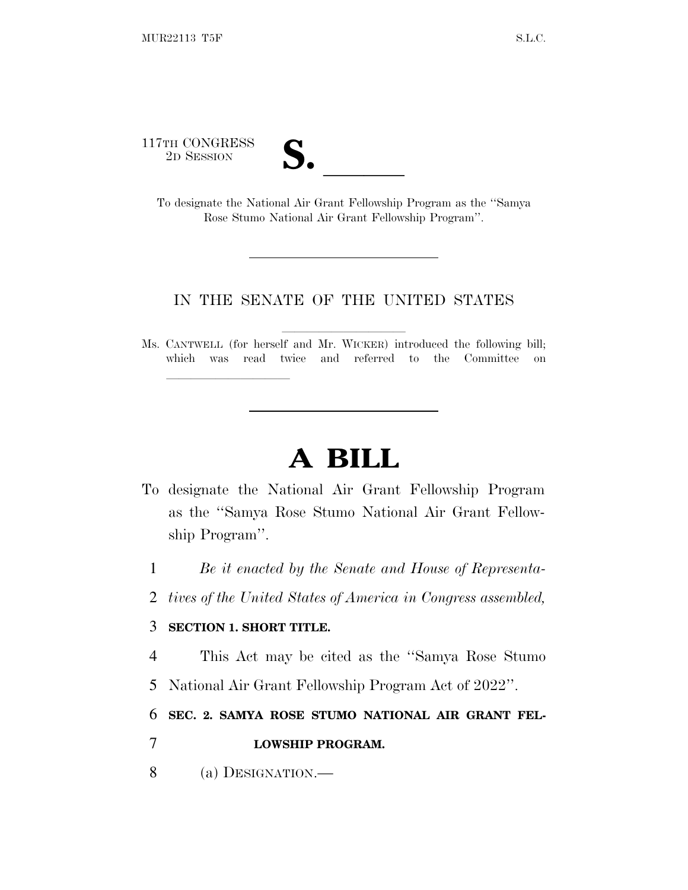117TH CONGRESS
2D SESSION

# S. ______

To designate the National Air Grant Fellowship Program as the ''Samya Rose Stumo National Air Grant Fellowship Program''.

IN THE SENATE OF THE UNITED STATES

Ms. CANTWELL (for herself and Mr. WICKER) introduced the following bill; which was read twice and referred to the Committee on ______________

# A BILL

To designate the National Air Grant Fellowship Program as the ''Samya Rose Stumo National Air Grant Fellowship Program''.

1 *Be it enacted by the Senate and House of Representa-*
2 *tives of the United States of America in Congress assembled,*

3 **SECTION 1. SHORT TITLE.**

4 This Act may be cited as the ''Samya Rose Stumo
5 National Air Grant Fellowship Program Act of 2022''.

6 **SEC. 2. SAMYA ROSE STUMO NATIONAL AIR GRANT FEL-**
7 **LOWSHIP PROGRAM.**

8 (a) DESIGNATION.—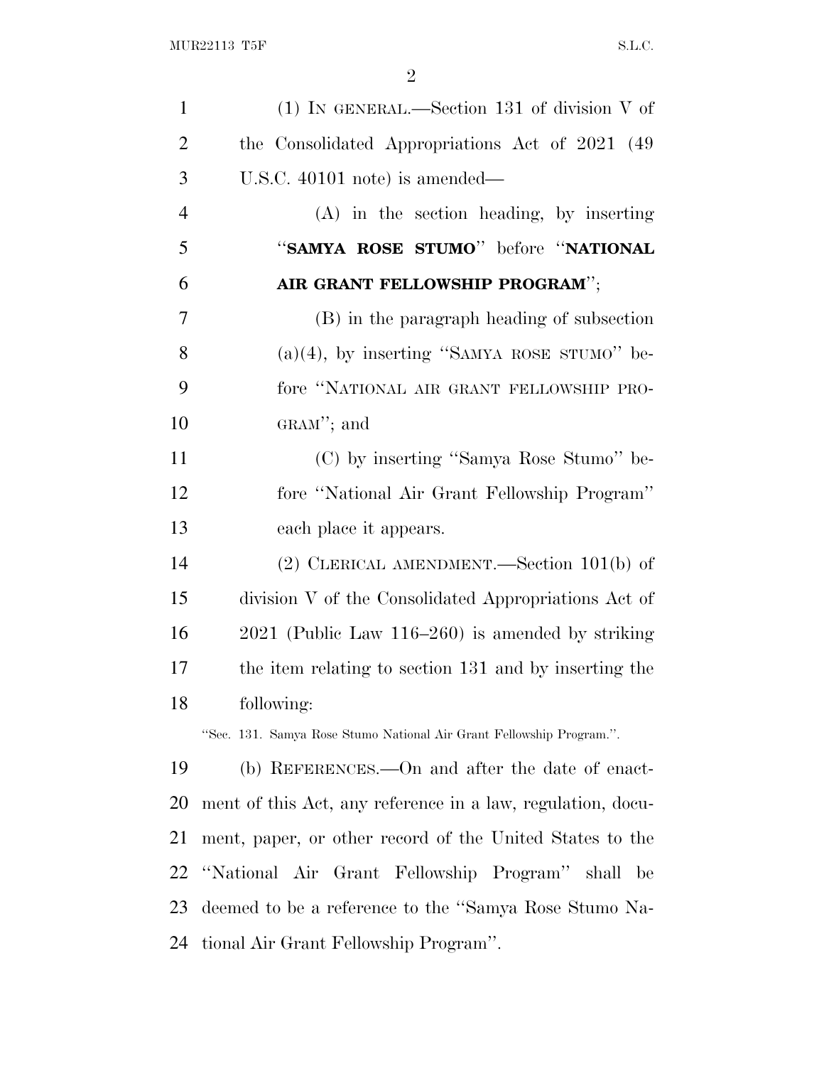(1) IN GENERAL.—Section 131 of division V of the Consolidated Appropriations Act of 2021 (49 U.S.C. 40101 note) is amended—

(A) in the section heading, by inserting "**SAMYA ROSE STUMO**" before "**NATIONAL AIR GRANT FELLOWSHIP PROGRAM**";

(B) in the paragraph heading of subsection (a)(4), by inserting "SAMYA ROSE STUMO" before "NATIONAL AIR GRANT FELLOWSHIP PROGRAM"; and

(C) by inserting "Samya Rose Stumo" before "National Air Grant Fellowship Program" each place it appears.

(2) CLERICAL AMENDMENT.—Section 101(b) of division V of the Consolidated Appropriations Act of 2021 (Public Law 116–260) is amended by striking the item relating to section 131 and by inserting the following:

"Sec. 131. Samya Rose Stumo National Air Grant Fellowship Program.".

(b) REFERENCES.—On and after the date of enactment of this Act, any reference in a law, regulation, document, paper, or other record of the United States to the "National Air Grant Fellowship Program" shall be deemed to be a reference to the "Samya Rose Stumo National Air Grant Fellowship Program".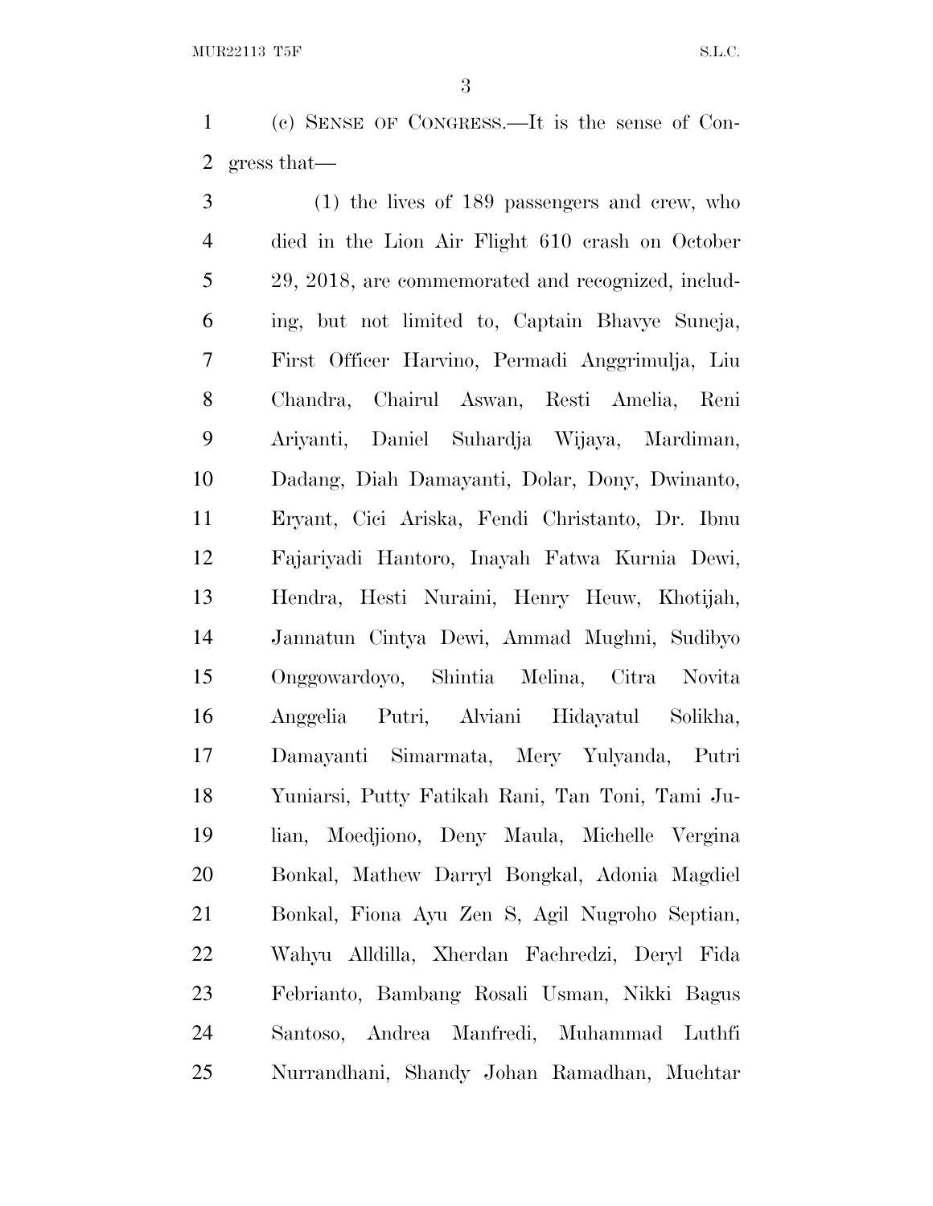(c) SENSE OF CONGRESS.—It is the sense of Congress that—

(1) the lives of 189 passengers and crew, who died in the Lion Air Flight 610 crash on October 29, 2018, are commemorated and recognized, including, but not limited to, Captain Bhavye Suneja, First Officer Harvino, Permadi Anggrimulja, Liu Chandra, Chairul Aswan, Resti Amelia, Reni Ariyanti, Daniel Suhardja Wijaya, Mardiman, Dadang, Diah Damayanti, Dolar, Dony, Dwinanto, Eryant, Cici Ariska, Fendi Christanto, Dr. Ibnu Fajariyadi Hantoro, Inayah Fatwa Kurnia Dewi, Hendra, Hesti Nuraini, Henry Heuw, Khotijah, Jannatun Cintya Dewi, Ammad Mughni, Sudibyo Onggowardoyo, Shintia Melina, Citra Novita Anggelia Putri, Alviani Hidayatul Solikha, Damayanti Simarmata, Mery Yulyanda, Putri Yuniarsi, Putty Fatikah Rani, Tan Toni, Tami Julian, Moedjiono, Deny Maula, Michelle Vergina Bonkal, Mathew Darryl Bongkal, Adonia Magdiel Bonkal, Fiona Ayu Zen S, Agil Nugroho Septian, Wahyu Alldilla, Xherdan Fachredzi, Deryl Fida Febrianto, Bambang Rosali Usman, Nikki Bagus Santoso, Andrea Manfredi, Muhammad Luthfi Nurrandhani, Shandy Johan Ramadhan, Muchtar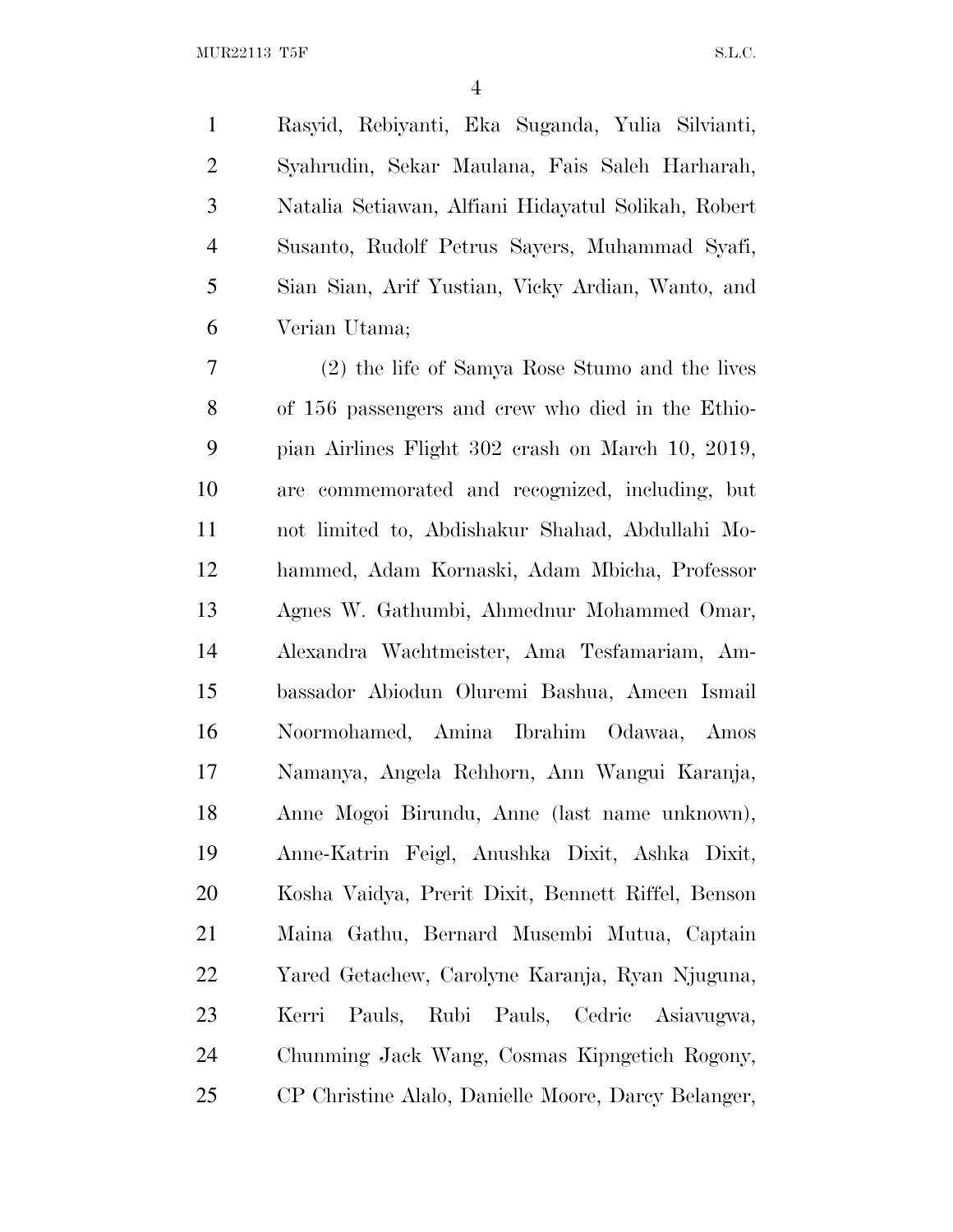Rasyid, Rebiyanti, Eka Suganda, Yulia Silvianti, Syahrudin, Sekar Maulana, Fais Saleh Harharah, Natalia Setiawan, Alfiani Hidayatul Solikah, Robert Susanto, Rudolf Petrus Sayers, Muhammad Syafi, Sian Sian, Arif Yustian, Vicky Ardian, Wanto, and Verian Utama;

(2) the life of Samya Rose Stumo and the lives of 156 passengers and crew who died in the Ethiopian Airlines Flight 302 crash on March 10, 2019, are commemorated and recognized, including, but not limited to, Abdishakur Shahad, Abdullahi Mohammed, Adam Kornaski, Adam Mbicha, Professor Agnes W. Gathumbi, Ahmednur Mohammed Omar, Alexandra Wachtmeister, Ama Tesfamariam, Ambassador Abiodun Oluremi Bashua, Ameen Ismail Noormohamed, Amina Ibrahim Odawaa, Amos Namanya, Angela Rehhorn, Ann Wangui Karanja, Anne Mogoi Birundu, Anne (last name unknown), Anne-Katrin Feigl, Anushka Dixit, Ashka Dixit, Kosha Vaidya, Prerit Dixit, Bennett Riffel, Benson Maina Gathu, Bernard Musembi Mutua, Captain Yared Getachew, Carolyne Karanja, Ryan Njuguna, Kerri Pauls, Rubi Pauls, Cedric Asiavugwa, Chunming Jack Wang, Cosmas Kipngetich Rogony, CP Christine Alalo, Danielle Moore, Darcy Belanger,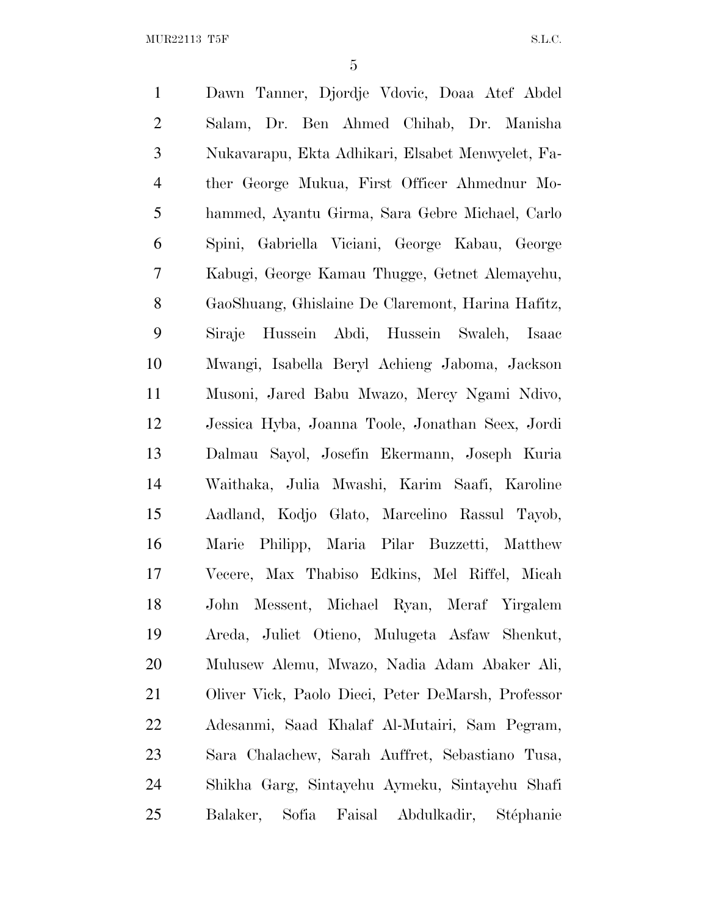Dawn Tanner, Djordje Vdovic, Doaa Atef Abdel Salam, Dr. Ben Ahmed Chihab, Dr. Manisha Nukavarapu, Ekta Adhikari, Elsabet Menwyelet, Father George Mukua, First Officer Ahmednur Mohammed, Ayantu Girma, Sara Gebre Michael, Carlo Spini, Gabriella Viciani, George Kabau, George Kabugi, George Kamau Thugge, Getnet Alemayehu, GaoShuang, Ghislaine De Claremont, Harina Hafitz, Siraje Hussein Abdi, Hussein Swaleh, Isaac Mwangi, Isabella Beryl Achieng Jaboma, Jackson Musoni, Jared Babu Mwazo, Mercy Ngami Ndivo, Jessica Hyba, Joanna Toole, Jonathan Seex, Jordi Dalmau Sayol, Josefin Ekermann, Joseph Kuria Waithaka, Julia Mwashi, Karim Saafi, Karoline Aadland, Kodjo Glato, Marcelino Rassul Tayob, Marie Philipp, Maria Pilar Buzzetti, Matthew Vecere, Max Thabiso Edkins, Mel Riffel, Micah John Messent, Michael Ryan, Meraf Yirgalem Areda, Juliet Otieno, Mulugeta Asfaw Shenkut, Mulusew Alemu, Mwazo, Nadia Adam Abaker Ali, Oliver Vick, Paolo Dieci, Peter DeMarsh, Professor Adesanmi, Saad Khalaf Al-Mutairi, Sam Pegram, Sara Chalachew, Sarah Auffret, Sebastiano Tusa, Shikha Garg, Sintayehu Aymeku, Sintayehu Shafi Balaker, Sofia Faisal Abdulkadir, Stéphanie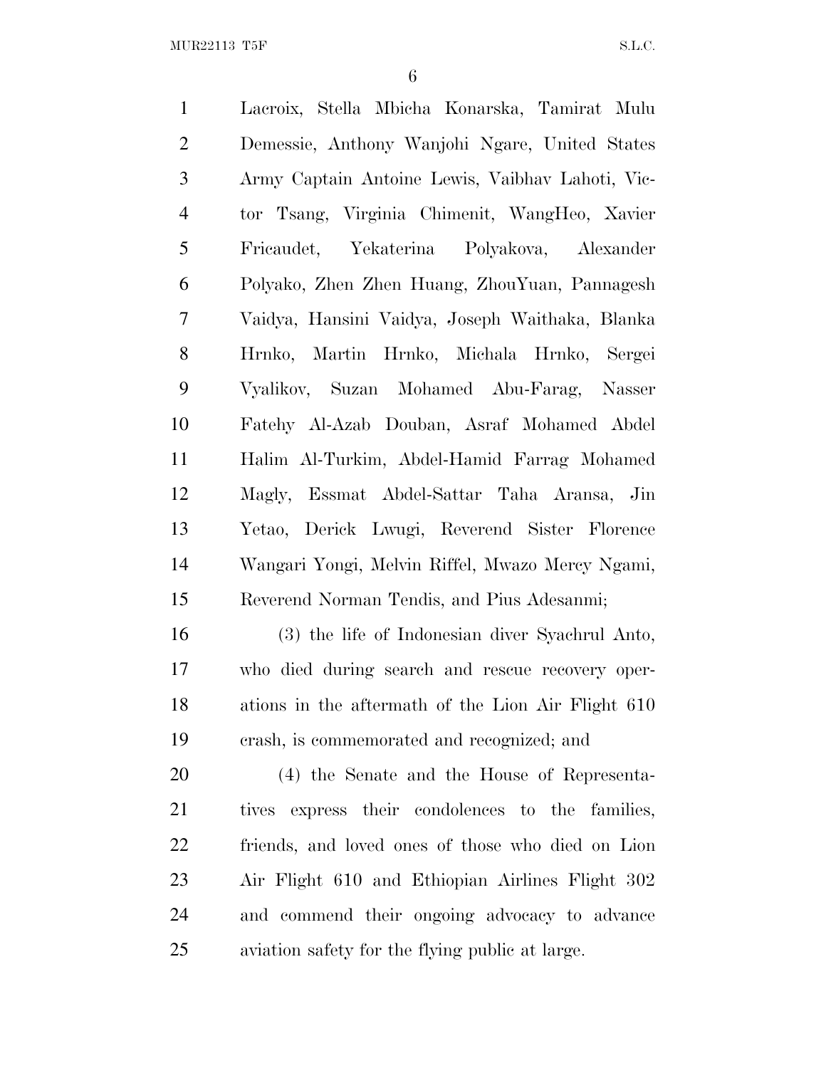Lacroix, Stella Mbicha Konarska, Tamirat Mulu Demessie, Anthony Wanjohi Ngare, United States Army Captain Antoine Lewis, Vaibhav Lahoti, Victor Tsang, Virginia Chimenit, WangHeo, Xavier Fricaudet, Yekaterina Polyakova, Alexander Polyako, Zhen Zhen Huang, ZhouYuan, Pannagesh Vaidya, Hansini Vaidya, Joseph Waithaka, Blanka Hrnko, Martin Hrnko, Michala Hrnko, Sergei Vyalikov, Suzan Mohamed Abu-Farag, Nasser Fatehy Al-Azab Douban, Asraf Mohamed Abdel Halim Al-Turkim, Abdel-Hamid Farrag Mohamed Magly, Essmat Abdel-Sattar Taha Aransa, Jin Yetao, Derick Lwugi, Reverend Sister Florence Wangari Yongi, Melvin Riffel, Mwazo Mercy Ngami, Reverend Norman Tendis, and Pius Adesanmi;

(3) the life of Indonesian diver Syachrul Anto, who died during search and rescue recovery operations in the aftermath of the Lion Air Flight 610 crash, is commemorated and recognized; and

(4) the Senate and the House of Representatives express their condolences to the families, friends, and loved ones of those who died on Lion Air Flight 610 and Ethiopian Airlines Flight 302 and commend their ongoing advocacy to advance aviation safety for the flying public at large.